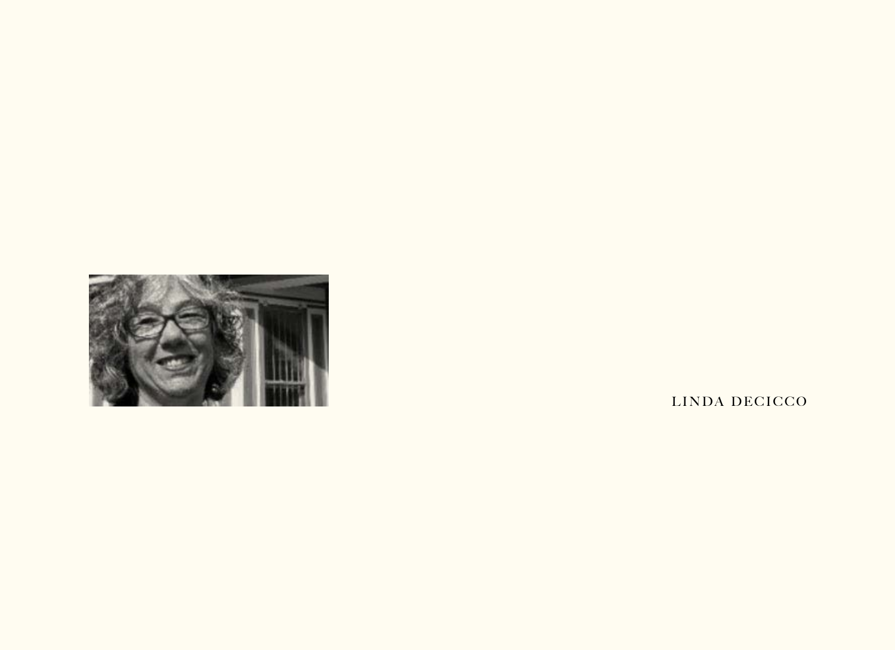LINDA DECICCO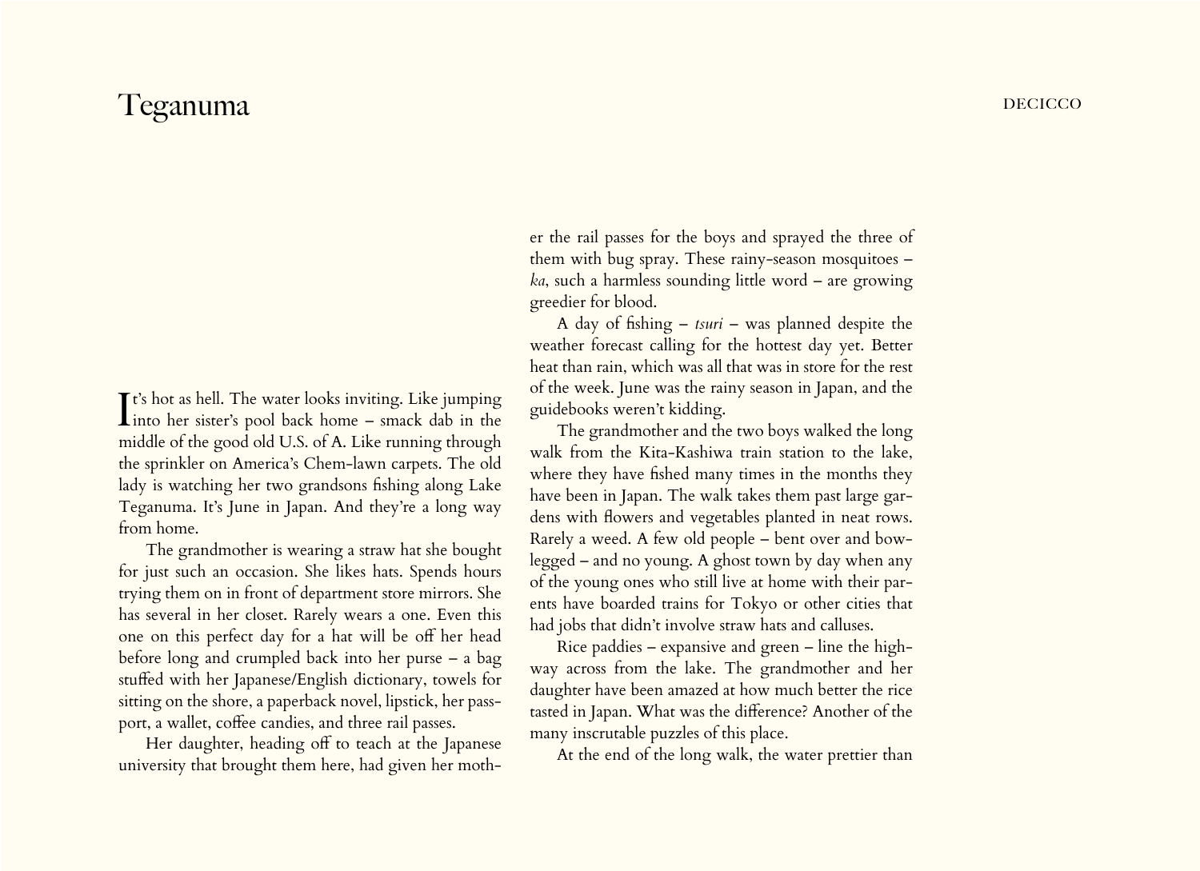# Teganuma

It's hot as hell. The water looks inviting. Like jumping into her sister's pool back home – smack dab in the middle of the good old U.S. of A. Like running through the sprinkler on America's Chem-lawn carpets. The old lady is watching her two grandsons fishing along Lake Teganuma. It's June in Japan. And they're a long way from home.

The grandmother is wearing a straw hat she bought for just such an occasion. She likes hats. Spends hours trying them on in front of department store mirrors. She has several in her closet. Rarely wears a one. Even this one on this perfect day for a hat will be off her head before long and crumpled back into her purse – a bag stuffed with her Japanese/English dictionary, towels for sitting on the shore, a paperback novel, lipstick, her passport, a wallet, coffee candies, and three rail passes.

Her daughter, heading off to teach at the Japanese university that brought them here, had given her mother the rail passes for the boys and sprayed the three of them with bug spray. These rainy-season mosquitoes – *ka*, such a harmless sounding little word – are growing greedier for blood.

A day of fishing – *tsuri* – was planned despite the weather forecast calling for the hottest day yet. Better heat than rain, which was all that was in store for the rest of the week. June was the rainy season in Japan, and the guidebooks weren't kidding.

The grandmother and the two boys walked the long walk from the Kita-Kashiwa train station to the lake, where they have fished many times in the months they have been in Japan. The walk takes them past large gardens with flowers and vegetables planted in neat rows. Rarely a weed. A few old people – bent over and bow-legged – and no young. A ghost town by day when any of the young ones who still live at home with their parents have boarded trains for Tokyo or other cities that had jobs that didn't involve straw hats and calluses.

Rice paddies – expansive and green – line the highway across from the lake. The grandmother and her daughter have been amazed at how much better the rice tasted in Japan. What was the difference? Another of the many inscrutable puzzles of this place.

At the end of the long walk, the water prettier than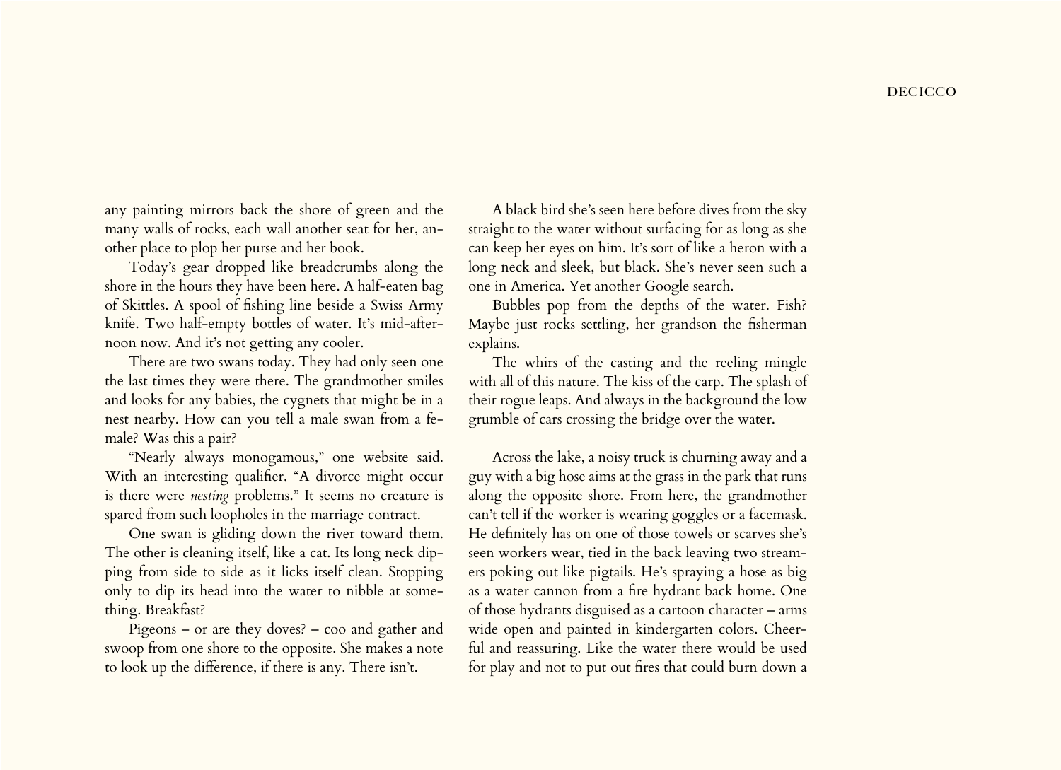any painting mirrors back the shore of green and the many walls of rocks, each wall another seat for her, another place to plop her purse and her book.

Today's gear dropped like breadcrumbs along the shore in the hours they have been here. A half-eaten bag of Skittles. A spool of fishing line beside a Swiss Army knife. Two half-empty bottles of water. It's mid-afternoon now. And it's not getting any cooler.

There are two swans today. They had only seen one the last times they were there. The grandmother smiles and looks for any babies, the cygnets that might be in a nest nearby. How can you tell a male swan from a female? Was this a pair?

"Nearly always monogamous," one website said. With an interesting qualifier. "A divorce might occur is there were *nesting* problems." It seems no creature is spared from such loopholes in the marriage contract.

One swan is gliding down the river toward them. The other is cleaning itself, like a cat. Its long neck dipping from side to side as it licks itself clean. Stopping only to dip its head into the water to nibble at something. Breakfast?

Pigeons – or are they doves? – coo and gather and swoop from one shore to the opposite. She makes a note to look up the difference, if there is any. There isn't.

A black bird she's seen here before dives from the sky straight to the water without surfacing for as long as she can keep her eyes on him. It's sort of like a heron with a long neck and sleek, but black. She's never seen such a one in America. Yet another Google search.

Bubbles pop from the depths of the water. Fish? Maybe just rocks settling, her grandson the fisherman explains.

The whirs of the casting and the reeling mingle with all of this nature. The kiss of the carp. The splash of their rogue leaps. And always in the background the low grumble of cars crossing the bridge over the water.

Across the lake, a noisy truck is churning away and a guy with a big hose aims at the grass in the park that runs along the opposite shore. From here, the grandmother can't tell if the worker is wearing goggles or a facemask. He definitely has on one of those towels or scarves she's seen workers wear, tied in the back leaving two streamers poking out like pigtails. He's spraying a hose as big as a water cannon from a fire hydrant back home. One of those hydrants disguised as a cartoon character – arms wide open and painted in kindergarten colors. Cheerful and reassuring. Like the water there would be used for play and not to put out fires that could burn down a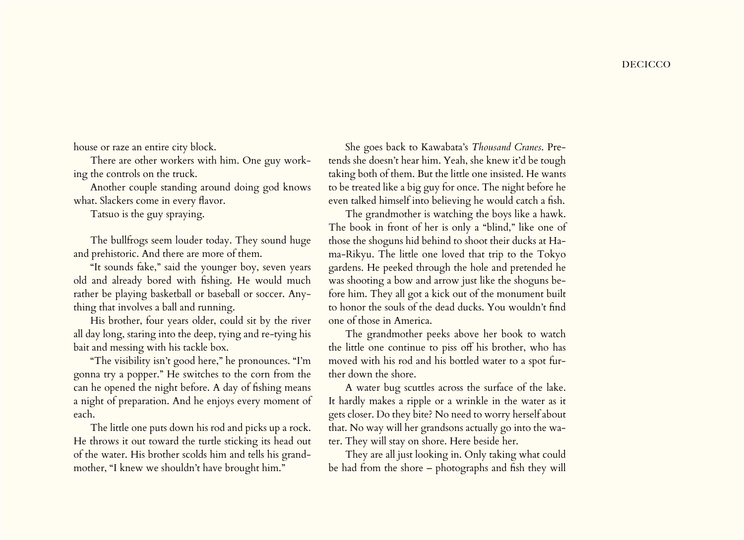house or raze an entire city block.

There are other workers with him. One guy working the controls on the truck.

Another couple standing around doing god knows what. Slackers come in every flavor.

Tatsuo is the guy spraying.

The bullfrogs seem louder today. They sound huge and prehistoric. And there are more of them.

"It sounds fake," said the younger boy, seven years old and already bored with fishing. He would much rather be playing basketball or baseball or soccer. Anything that involves a ball and running.

His brother, four years older, could sit by the river all day long, staring into the deep, tying and re-tying his bait and messing with his tackle box.

"The visibility isn't good here," he pronounces. "I'm gonna try a popper." He switches to the corn from the can he opened the night before. A day of fishing means a night of preparation. And he enjoys every moment of each.

The little one puts down his rod and picks up a rock. He throws it out toward the turtle sticking its head out of the water. His brother scolds him and tells his grandmother, "I knew we shouldn't have brought him."

She goes back to Kawabata's *Thousand Cranes*. Pretends she doesn't hear him. Yeah, she knew it'd be tough taking both of them. But the little one insisted. He wants to be treated like a big guy for once. The night before he even talked himself into believing he would catch a fish.

The grandmother is watching the boys like a hawk. The book in front of her is only a "blind," like one of those the shoguns hid behind to shoot their ducks at Hama-Rikyu. The little one loved that trip to the Tokyo gardens. He peeked through the hole and pretended he was shooting a bow and arrow just like the shoguns before him. They all got a kick out of the monument built to honor the souls of the dead ducks. You wouldn't find one of those in America.

The grandmother peeks above her book to watch the little one continue to piss off his brother, who has moved with his rod and his bottled water to a spot further down the shore.

A water bug scuttles across the surface of the lake. It hardly makes a ripple or a wrinkle in the water as it gets closer. Do they bite? No need to worry herself about that. No way will her grandsons actually go into the water. They will stay on shore. Here beside her.

They are all just looking in. Only taking what could be had from the shore – photographs and fish they will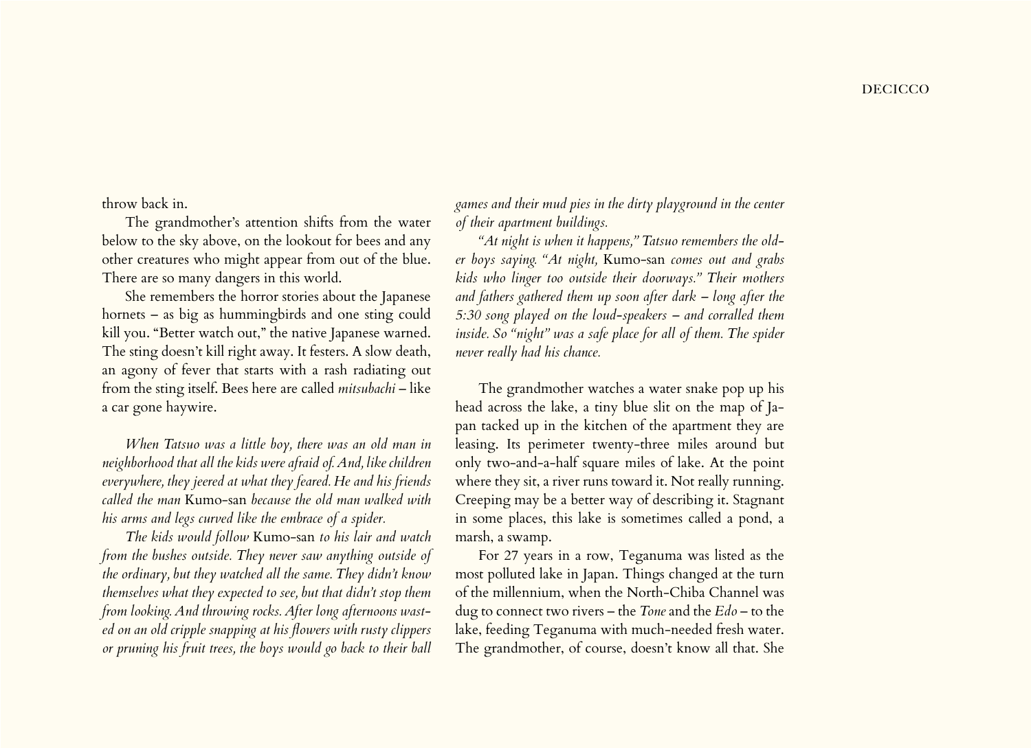throw back in.

The grandmother's attention shifts from the water below to the sky above, on the lookout for bees and any other creatures who might appear from out of the blue. There are so many dangers in this world.

She remembers the horror stories about the Japanese hornets – as big as hummingbirds and one sting could kill you. "Better watch out," the native Japanese warned. The sting doesn't kill right away. It festers. A slow death, an agony of fever that starts with a rash radiating out from the sting itself. Bees here are called *mitsubachi* – like a car gone haywire.

*When Tatsuo was a little boy, there was an old man in neighborhood that all the kids were afraid of. And, like children everywhere, they jeered at what they feared. He and his friends called the man* Kumo-san *because the old man walked with his arms and legs curved like the embrace of a spider.*

*The kids would follow* Kumo-san *to his lair and watch from the bushes outside. They never saw anything outside of the ordinary, but they watched all the same. They didn't know themselves what they expected to see, but that didn't stop them from looking. And throwing rocks. After long afternoons wasted on an old cripple snapping at his flowers with rusty clippers or pruning his fruit trees, the boys would go back to their ball games and their mud pies in the dirty playground in the center of their apartment buildings.*

*"At night is when it happens," Tatsuo remembers the older boys saying. "At night,* Kumo-san *comes out and grabs kids who linger too outside their doorways." Their mothers and fathers gathered them up soon after dark – long after the 5:30 song played on the loud-speakers – and corralled them inside. So "night" was a safe place for all of them. The spider never really had his chance.*

The grandmother watches a water snake pop up his head across the lake, a tiny blue slit on the map of Japan tacked up in the kitchen of the apartment they are leasing. Its perimeter twenty-three miles around but only two-and-a-half square miles of lake. At the point where they sit, a river runs toward it. Not really running. Creeping may be a better way of describing it. Stagnant in some places, this lake is sometimes called a pond, a marsh, a swamp.

For 27 years in a row, Teganuma was listed as the most polluted lake in Japan. Things changed at the turn of the millennium, when the North-Chiba Channel was dug to connect two rivers – the *Tone* and the *Edo* – to the lake, feeding Teganuma with much-needed fresh water. The grandmother, of course, doesn't know all that. She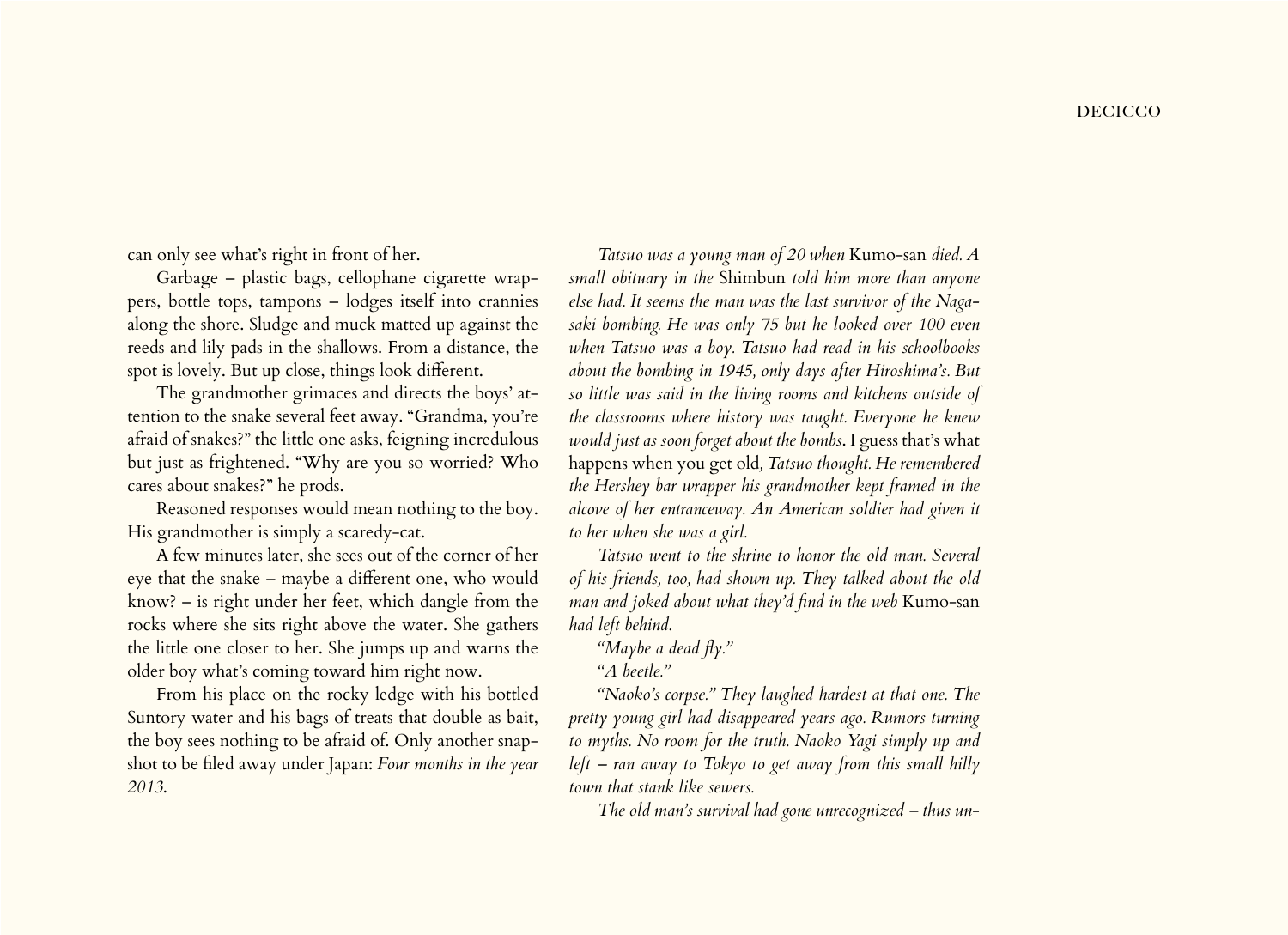can only see what's right in front of her.

Garbage – plastic bags, cellophane cigarette wrappers, bottle tops, tampons – lodges itself into crannies along the shore. Sludge and muck matted up against the reeds and lily pads in the shallows. From a distance, the spot is lovely. But up close, things look different.

The grandmother grimaces and directs the boys' attention to the snake several feet away. "Grandma, you're afraid of snakes?" the little one asks, feigning incredulous but just as frightened. "Why are you so worried? Who cares about snakes?" he prods.

Reasoned responses would mean nothing to the boy. His grandmother is simply a scaredy-cat.

A few minutes later, she sees out of the corner of her eye that the snake – maybe a different one, who would know? – is right under her feet, which dangle from the rocks where she sits right above the water. She gathers the little one closer to her. She jumps up and warns the older boy what's coming toward him right now.

From his place on the rocky ledge with his bottled Suntory water and his bags of treats that double as bait, the boy sees nothing to be afraid of. Only another snapshot to be filed away under Japan: *Four months in the year 2013.*

*Tatsuo was a young man of 20 when* Kumo-san *died. A small obituary in the* Shimbun *told him more than anyone else had. It seems the man was the last survivor of the Nagasaki bombing. He was only 75 but he looked over 100 even when Tatsuo was a boy. Tatsuo had read in his schoolbooks about the bombing in 1945, only days after Hiroshima's. But so little was said in the living rooms and kitchens outside of the classrooms where history was taught. Everyone he knew would just as soon forget about the bombs*. I guess that's what happens when you get old*, Tatsuo thought. He remembered the Hershey bar wrapper his grandmother kept framed in the alcove of her entranceway. An American soldier had given it to her when she was a girl.*

*Tatsuo went to the shrine to honor the old man. Several of his friends, too, had shown up. They talked about the old man and joked about what they'd find in the web* Kumo-san *had left behind.*

*"Maybe a dead fly."*

*"A beetle."*

*"Naoko's corpse." They laughed hardest at that one. The pretty young girl had disappeared years ago. Rumors turning to myths. No room for the truth. Naoko Yagi simply up and left – ran away to Tokyo to get away from this small hilly town that stank like sewers.*

*The old man's survival had gone unrecognized – thus un-*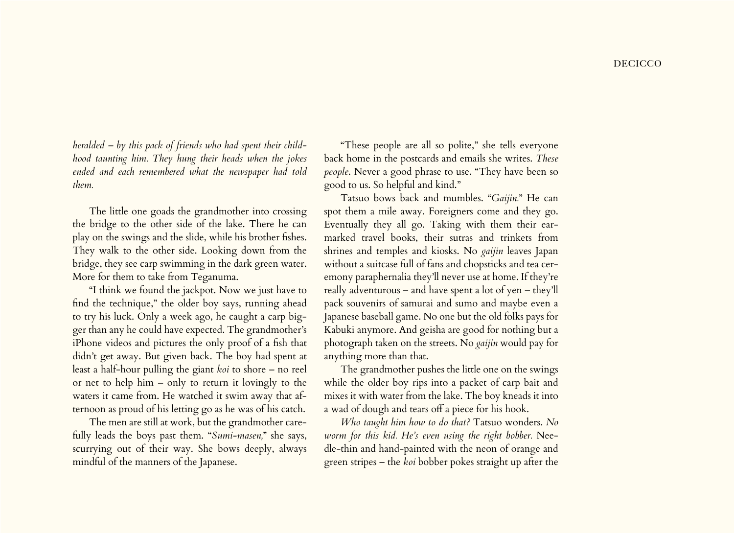*heralded – by this pack of friends who had spent their childhood taunting him. They hung their heads when the jokes ended and each remembered what the newspaper had told them.*

The little one goads the grandmother into crossing the bridge to the other side of the lake. There he can play on the swings and the slide, while his brother fishes. They walk to the other side. Looking down from the bridge, they see carp swimming in the dark green water. More for them to take from Teganuma.

"I think we found the jackpot. Now we just have to find the technique," the older boy says, running ahead to try his luck. Only a week ago, he caught a carp bigger than any he could have expected. The grandmother's iPhone videos and pictures the only proof of a fish that didn't get away. But given back. The boy had spent at least a half-hour pulling the giant *koi* to shore – no reel or net to help him – only to return it lovingly to the waters it came from. He watched it swim away that afternoon as proud of his letting go as he was of his catch.

The men are still at work, but the grandmother carefully leads the boys past them. "*Sumi-masen,*" she says, scurrying out of their way. She bows deeply, always mindful of the manners of the Japanese.

"These people are all so polite," she tells everyone back home in the postcards and emails she writes. *These people*. Never a good phrase to use. "They have been so good to us. So helpful and kind."

Tatsuo bows back and mumbles. "*Gaijin.*" He can spot them a mile away. Foreigners come and they go. Eventually they all go. Taking with them their earmarked travel books, their sutras and trinkets from shrines and temples and kiosks. No *gaijin* leaves Japan without a suitcase full of fans and chopsticks and tea ceremony paraphernalia they'll never use at home. If they're really adventurous – and have spent a lot of yen – they'll pack souvenirs of samurai and sumo and maybe even a Japanese baseball game. No one but the old folks pays for Kabuki anymore. And geisha are good for nothing but a photograph taken on the streets. No *gaijin* would pay for anything more than that.

The grandmother pushes the little one on the swings while the older boy rips into a packet of carp bait and mixes it with water from the lake. The boy kneads it into a wad of dough and tears off a piece for his hook.

*Who taught him how to do that?* Tatsuo wonders. *No worm for this kid. He's even using the right bobber.* Needle-thin and hand-painted with the neon of orange and green stripes – the *koi* bobber pokes straight up after the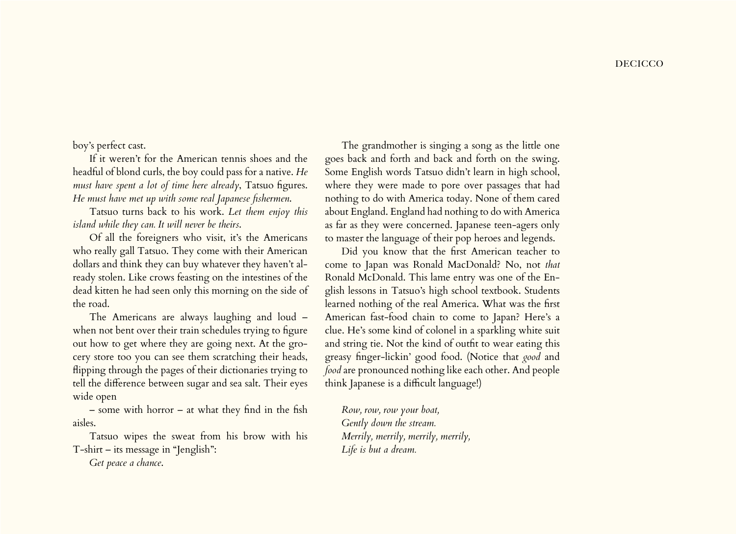boy's perfect cast.

If it weren't for the American tennis shoes and the headful of blond curls, the boy could pass for a native. *He must have spent a lot of time here already*, Tatsuo figures. *He must have met up with some real Japanese fishermen*.

Tatsuo turns back to his work. *Let them enjoy this island while they can. It will never be theirs*.

Of all the foreigners who visit, it's the Americans who really gall Tatsuo. They come with their American dollars and think they can buy whatever they haven't already stolen. Like crows feasting on the intestines of the dead kitten he had seen only this morning on the side of the road.

The Americans are always laughing and loud – when not bent over their train schedules trying to figure out how to get where they are going next. At the grocery store too you can see them scratching their heads, flipping through the pages of their dictionaries trying to tell the difference between sugar and sea salt. Their eyes wide open – some with horror – at what they find in the fish aisles.

Tatsuo wipes the sweat from his brow with his T-shirt – its message in "Jenglish":

*Get peace a chance*.

The grandmother is singing a song as the little one goes back and forth and back and forth on the swing. Some English words Tatsuo didn't learn in high school, where they were made to pore over passages that had nothing to do with America today. None of them cared about England. England had nothing to do with America as far as they were concerned. Japanese teen-agers only to master the language of their pop heroes and legends.

Did you know that the first American teacher to come to Japan was Ronald MacDonald? No, not *that* Ronald McDonald. This lame entry was one of the English lessons in Tatsuo's high school textbook. Students learned nothing of the real America. What was the first American fast-food chain to come to Japan? Here's a clue. He's some kind of colonel in a sparkling white suit and string tie. Not the kind of outfit to wear eating this greasy finger-lickin' good food. (Notice that *good* and *food* are pronounced nothing like each other. And people think Japanese is a difficult language!)

*Row, row, row your boat,*
*Gently down the stream.*
*Merrily, merrily, merrily, merrily,*
*Life is but a dream.*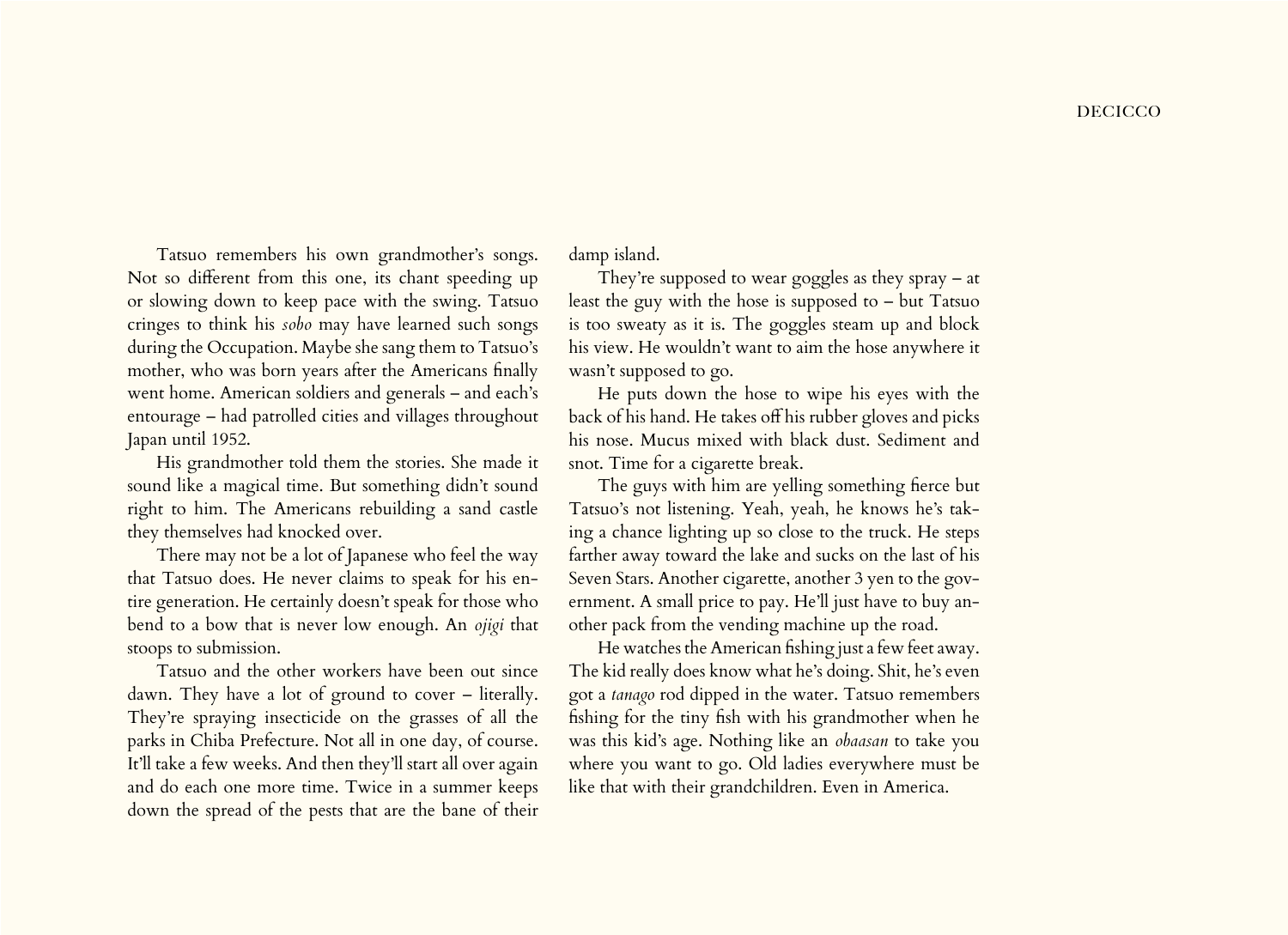Tatsuo remembers his own grandmother's songs. Not so different from this one, its chant speeding up or slowing down to keep pace with the swing. Tatsuo cringes to think his *sobo* may have learned such songs during the Occupation. Maybe she sang them to Tatsuo's mother, who was born years after the Americans finally went home. American soldiers and generals – and each's entourage – had patrolled cities and villages throughout Japan until 1952.

His grandmother told them the stories. She made it sound like a magical time. But something didn't sound right to him. The Americans rebuilding a sand castle they themselves had knocked over.

There may not be a lot of Japanese who feel the way that Tatsuo does. He never claims to speak for his entire generation. He certainly doesn't speak for those who bend to a bow that is never low enough. An *ojigi* that stoops to submission.

Tatsuo and the other workers have been out since dawn. They have a lot of ground to cover – literally. They're spraying insecticide on the grasses of all the parks in Chiba Prefecture. Not all in one day, of course. It'll take a few weeks. And then they'll start all over again and do each one more time. Twice in a summer keeps down the spread of the pests that are the bane of their damp island.

They're supposed to wear goggles as they spray – at least the guy with the hose is supposed to – but Tatsuo is too sweaty as it is. The goggles steam up and block his view. He wouldn't want to aim the hose anywhere it wasn't supposed to go.

He puts down the hose to wipe his eyes with the back of his hand. He takes off his rubber gloves and picks his nose. Mucus mixed with black dust. Sediment and snot. Time for a cigarette break.

The guys with him are yelling something fierce but Tatsuo's not listening. Yeah, yeah, he knows he's taking a chance lighting up so close to the truck. He steps farther away toward the lake and sucks on the last of his Seven Stars. Another cigarette, another 3 yen to the government. A small price to pay. He'll just have to buy another pack from the vending machine up the road.

He watches the American fishing just a few feet away. The kid really does know what he's doing. Shit, he's even got a *tanago* rod dipped in the water. Tatsuo remembers fishing for the tiny fish with his grandmother when he was this kid's age. Nothing like an *obaasan* to take you where you want to go. Old ladies everywhere must be like that with their grandchildren. Even in America.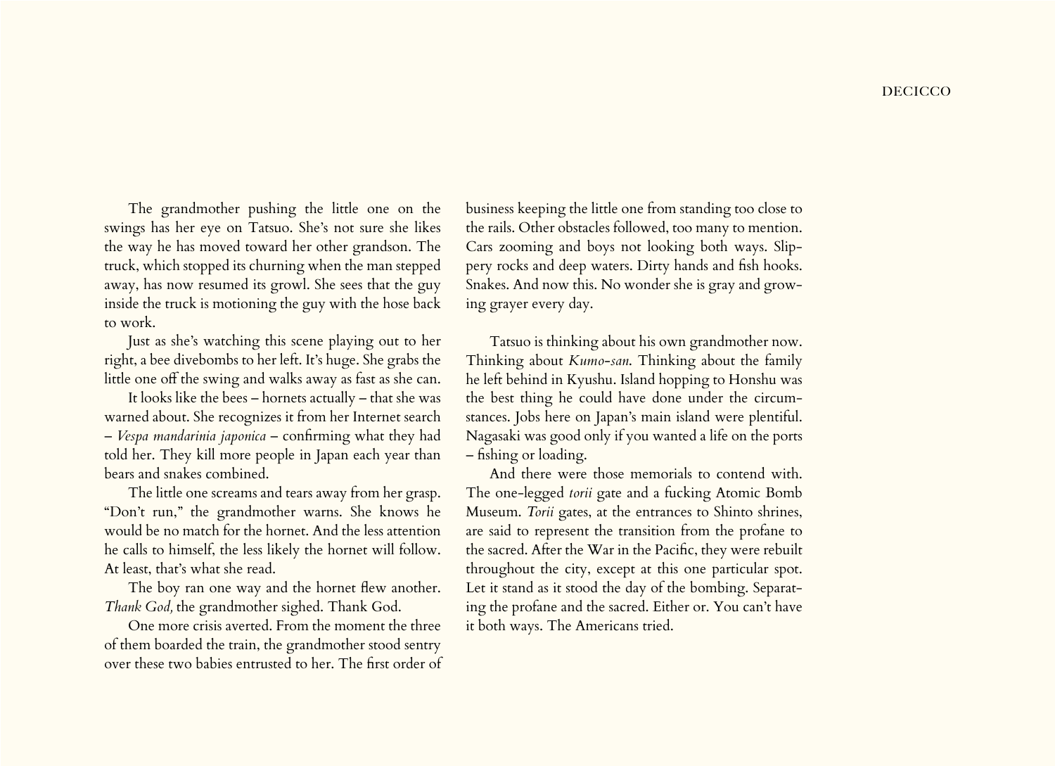The grandmother pushing the little one on the swings has her eye on Tatsuo. She's not sure she likes the way he has moved toward her other grandson. The truck, which stopped its churning when the man stepped away, has now resumed its growl. She sees that the guy inside the truck is motioning the guy with the hose back to work.

Just as she's watching this scene playing out to her right, a bee divebombs to her left. It's huge. She grabs the little one off the swing and walks away as fast as she can.

It looks like the bees – hornets actually – that she was warned about. She recognizes it from her Internet search – *Vespa mandarinia japonica* – confirming what they had told her. They kill more people in Japan each year than bears and snakes combined.

The little one screams and tears away from her grasp. "Don't run," the grandmother warns. She knows he would be no match for the hornet. And the less attention he calls to himself, the less likely the hornet will follow. At least, that's what she read.

The boy ran one way and the hornet flew another. *Thank God,* the grandmother sighed. Thank God.

One more crisis averted. From the moment the three of them boarded the train, the grandmother stood sentry over these two babies entrusted to her. The first order of business keeping the little one from standing too close to the rails. Other obstacles followed, too many to mention. Cars zooming and boys not looking both ways. Slippery rocks and deep waters. Dirty hands and fish hooks. Snakes. And now this. No wonder she is gray and growing grayer every day.

Tatsuo is thinking about his own grandmother now. Thinking about *Kumo-san.* Thinking about the family he left behind in Kyushu. Island hopping to Honshu was the best thing he could have done under the circumstances. Jobs here on Japan's main island were plentiful. Nagasaki was good only if you wanted a life on the ports – fishing or loading.

And there were those memorials to contend with. The one-legged *torii* gate and a fucking Atomic Bomb Museum. *Torii* gates, at the entrances to Shinto shrines, are said to represent the transition from the profane to the sacred. After the War in the Pacific, they were rebuilt throughout the city, except at this one particular spot. Let it stand as it stood the day of the bombing. Separating the profane and the sacred. Either or. You can't have it both ways. The Americans tried.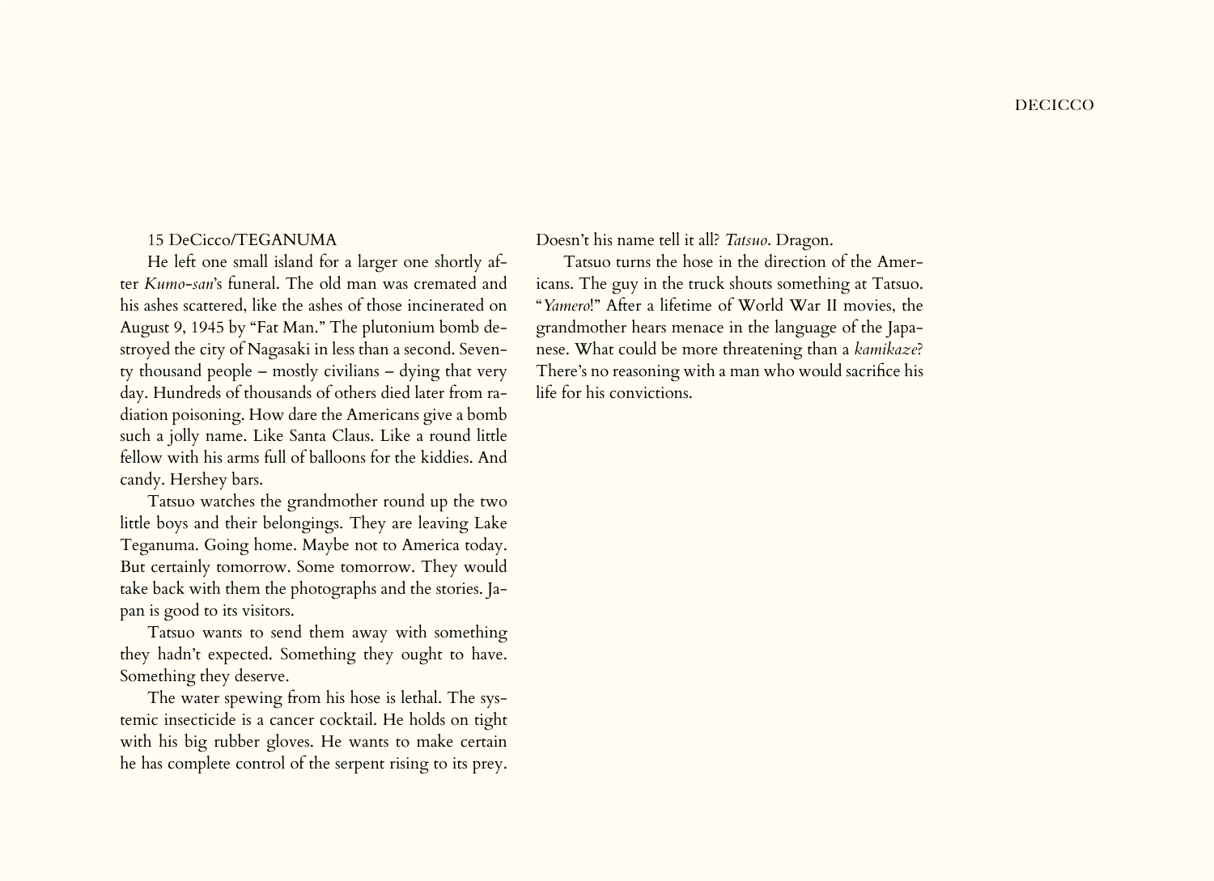15 DeCicco/TEGANUMA

He left one small island for a larger one shortly after *Kumo-san*'s funeral. The old man was cremated and his ashes scattered, like the ashes of those incinerated on August 9, 1945 by "Fat Man." The plutonium bomb destroyed the city of Nagasaki in less than a second. Seventy thousand people – mostly civilians – dying that very day. Hundreds of thousands of others died later from radiation poisoning. How dare the Americans give a bomb such a jolly name. Like Santa Claus. Like a round little fellow with his arms full of balloons for the kiddies. And candy. Hershey bars.

Tatsuo watches the grandmother round up the two little boys and their belongings. They are leaving Lake Teganuma. Going home. Maybe not to America today. But certainly tomorrow. Some tomorrow. They would take back with them the photographs and the stories. Japan is good to its visitors.

Tatsuo wants to send them away with something they hadn't expected. Something they ought to have. Something they deserve.

The water spewing from his hose is lethal. The systemic insecticide is a cancer cocktail. He holds on tight with his big rubber gloves. He wants to make certain he has complete control of the serpent rising to its prey. Doesn't his name tell it all? *Tatsuo*. Dragon.

Tatsuo turns the hose in the direction of the Americans. The guy in the truck shouts something at Tatsuo. "*Yamero*!" After a lifetime of World War II movies, the grandmother hears menace in the language of the Japanese. What could be more threatening than a *kamikaze*? There's no reasoning with a man who would sacrifice his life for his convictions.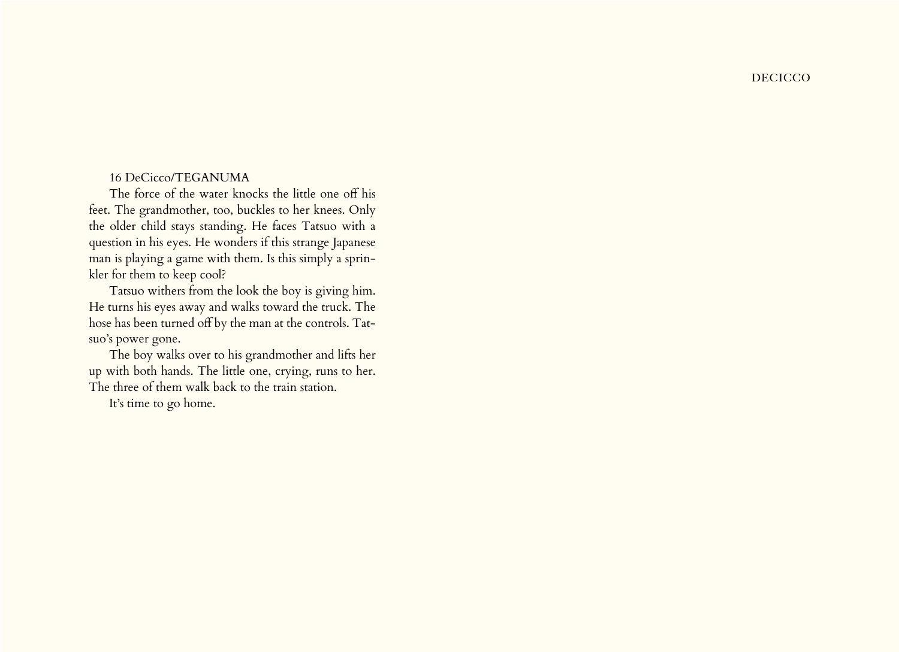The force of the water knocks the little one off his feet. The grandmother, too, buckles to her knees. Only the older child stays standing. He faces Tatsuo with a question in his eyes. He wonders if this strange Japanese man is playing a game with them. Is this simply a sprinkler for them to keep cool?

Tatsuo withers from the look the boy is giving him. He turns his eyes away and walks toward the truck. The hose has been turned off by the man at the controls. Tatsuo's power gone.

The boy walks over to his grandmother and lifts her up with both hands. The little one, crying, runs to her. The three of them walk back to the train station.

It's time to go home.